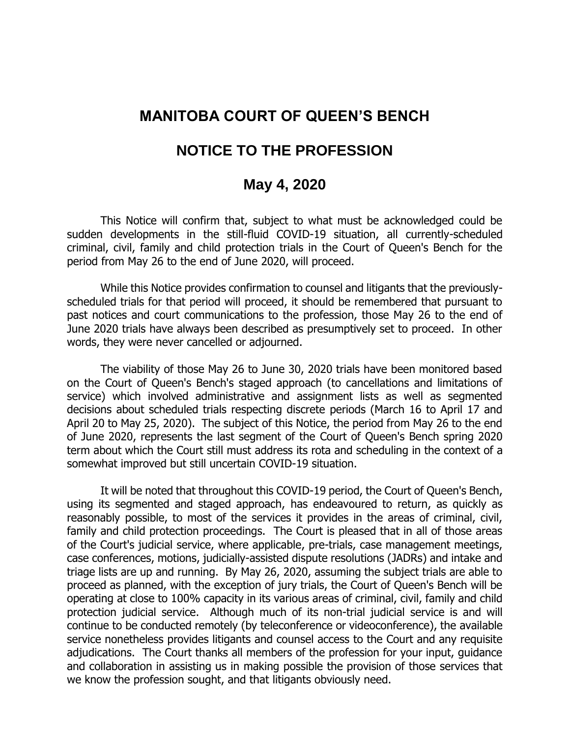# MANITOBA COURT OF QUEEN'S BENCH

## NOTICE TO THE PROFESSION

### May 4, 2020

This Notice will confirm that, subject to what must be acknowledged could be sudden developments in the still-fluid COVID-19 situation, all currently-scheduled criminal, civil, family and child protection trials in the Court of Queen's Bench for the period from May 26 to the end of June 2020, will proceed.

While this Notice provides confirmation to counsel and litigants that the previously-scheduled trials for that period will proceed, it should be remembered that pursuant to past notices and court communications to the profession, those May 26 to the end of June 2020 trials have always been described as presumptively set to proceed. In other words, they were never cancelled or adjourned.

The viability of those May 26 to June 30, 2020 trials have been monitored based on the Court of Queen's Bench's staged approach (to cancellations and limitations of service) which involved administrative and assignment lists as well as segmented decisions about scheduled trials respecting discrete periods (March 16 to April 17 and April 20 to May 25, 2020). The subject of this Notice, the period from May 26 to the end of June 2020, represents the last segment of the Court of Queen's Bench spring 2020 term about which the Court still must address its rota and scheduling in the context of a somewhat improved but still uncertain COVID-19 situation.

It will be noted that throughout this COVID-19 period, the Court of Queen's Bench, using its segmented and staged approach, has endeavoured to return, as quickly as reasonably possible, to most of the services it provides in the areas of criminal, civil, family and child protection proceedings. The Court is pleased that in all of those areas of the Court's judicial service, where applicable, pre-trials, case management meetings, case conferences, motions, judicially-assisted dispute resolutions (JADRs) and intake and triage lists are up and running. By May 26, 2020, assuming the subject trials are able to proceed as planned, with the exception of jury trials, the Court of Queen's Bench will be operating at close to 100% capacity in its various areas of criminal, civil, family and child protection judicial service. Although much of its non-trial judicial service is and will continue to be conducted remotely (by teleconference or videoconference), the available service nonetheless provides litigants and counsel access to the Court and any requisite adjudications. The Court thanks all members of the profession for your input, guidance and collaboration in assisting us in making possible the provision of those services that we know the profession sought, and that litigants obviously need.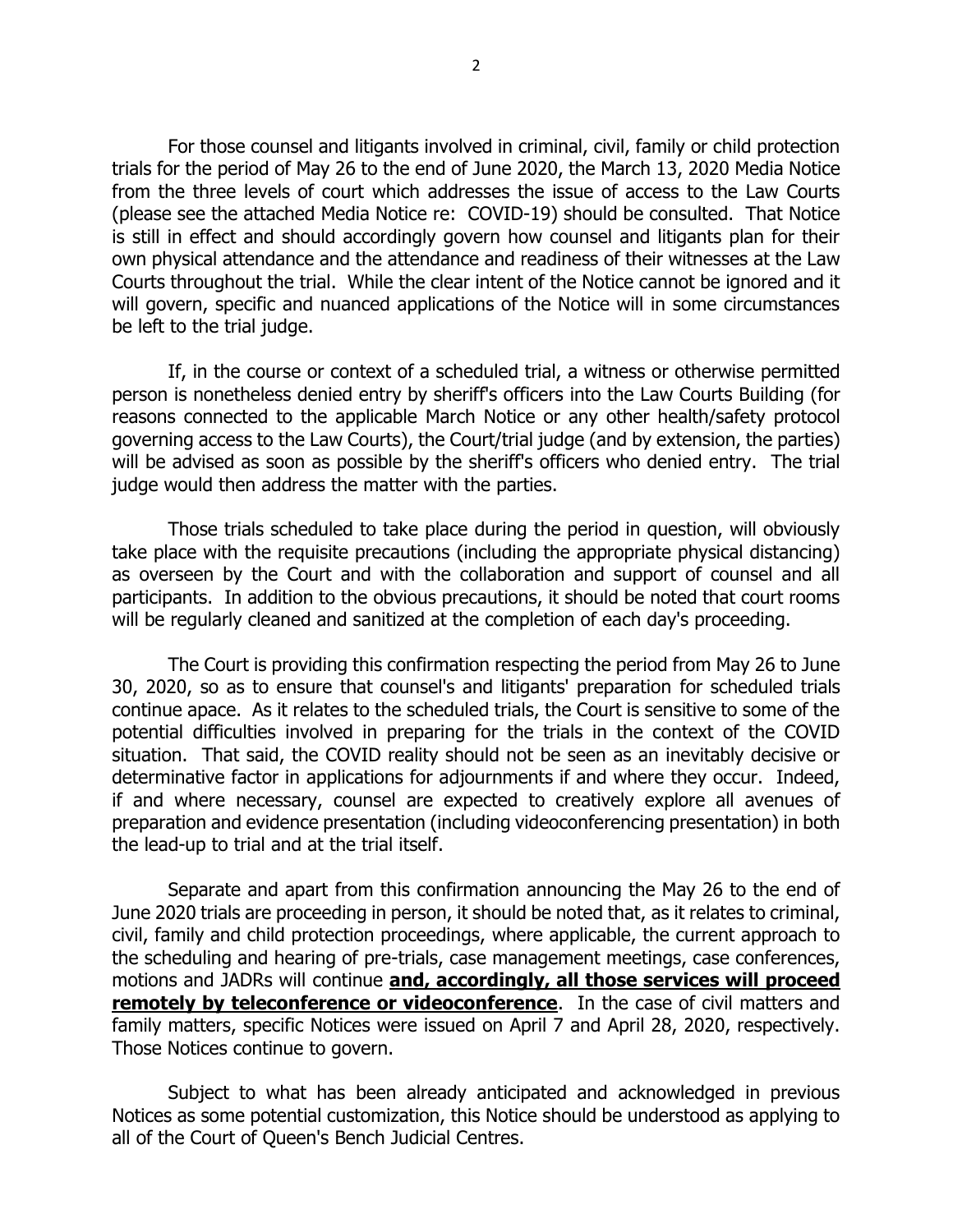For those counsel and litigants involved in criminal, civil, family or child protection trials for the period of May 26 to the end of June 2020, the March 13, 2020 Media Notice from the three levels of court which addresses the issue of access to the Law Courts (please see the attached Media Notice re: COVID-19) should be consulted. That Notice is still in effect and should accordingly govern how counsel and litigants plan for their own physical attendance and the attendance and readiness of their witnesses at the Law Courts throughout the trial. While the clear intent of the Notice cannot be ignored and it will govern, specific and nuanced applications of the Notice will in some circumstances be left to the trial judge.

If, in the course or context of a scheduled trial, a witness or otherwise permitted person is nonetheless denied entry by sheriff's officers into the Law Courts Building (for reasons connected to the applicable March Notice or any other health/safety protocol governing access to the Law Courts), the Court/trial judge (and by extension, the parties) will be advised as soon as possible by the sheriff's officers who denied entry. The trial judge would then address the matter with the parties.

Those trials scheduled to take place during the period in question, will obviously take place with the requisite precautions (including the appropriate physical distancing) as overseen by the Court and with the collaboration and support of counsel and all participants. In addition to the obvious precautions, it should be noted that court rooms will be regularly cleaned and sanitized at the completion of each day's proceeding.

The Court is providing this confirmation respecting the period from May 26 to June 30, 2020, so as to ensure that counsel's and litigants' preparation for scheduled trials continue apace. As it relates to the scheduled trials, the Court is sensitive to some of the potential difficulties involved in preparing for the trials in the context of the COVID situation. That said, the COVID reality should not be seen as an inevitably decisive or determinative factor in applications for adjournments if and where they occur. Indeed, if and where necessary, counsel are expected to creatively explore all avenues of preparation and evidence presentation (including videoconferencing presentation) in both the lead-up to trial and at the trial itself.

Separate and apart from this confirmation announcing the May 26 to the end of June 2020 trials are proceeding in person, it should be noted that, as it relates to criminal, civil, family and child protection proceedings, where applicable, the current approach to the scheduling and hearing of pre-trials, case management meetings, case conferences, motions and JADRs will continue **<u>and, accordingly, all those services will proceed remotely by teleconference or videoconference</u>**. In the case of civil matters and family matters, specific Notices were issued on April 7 and April 28, 2020, respectively. Those Notices continue to govern.

Subject to what has been already anticipated and acknowledged in previous Notices as some potential customization, this Notice should be understood as applying to all of the Court of Queen's Bench Judicial Centres.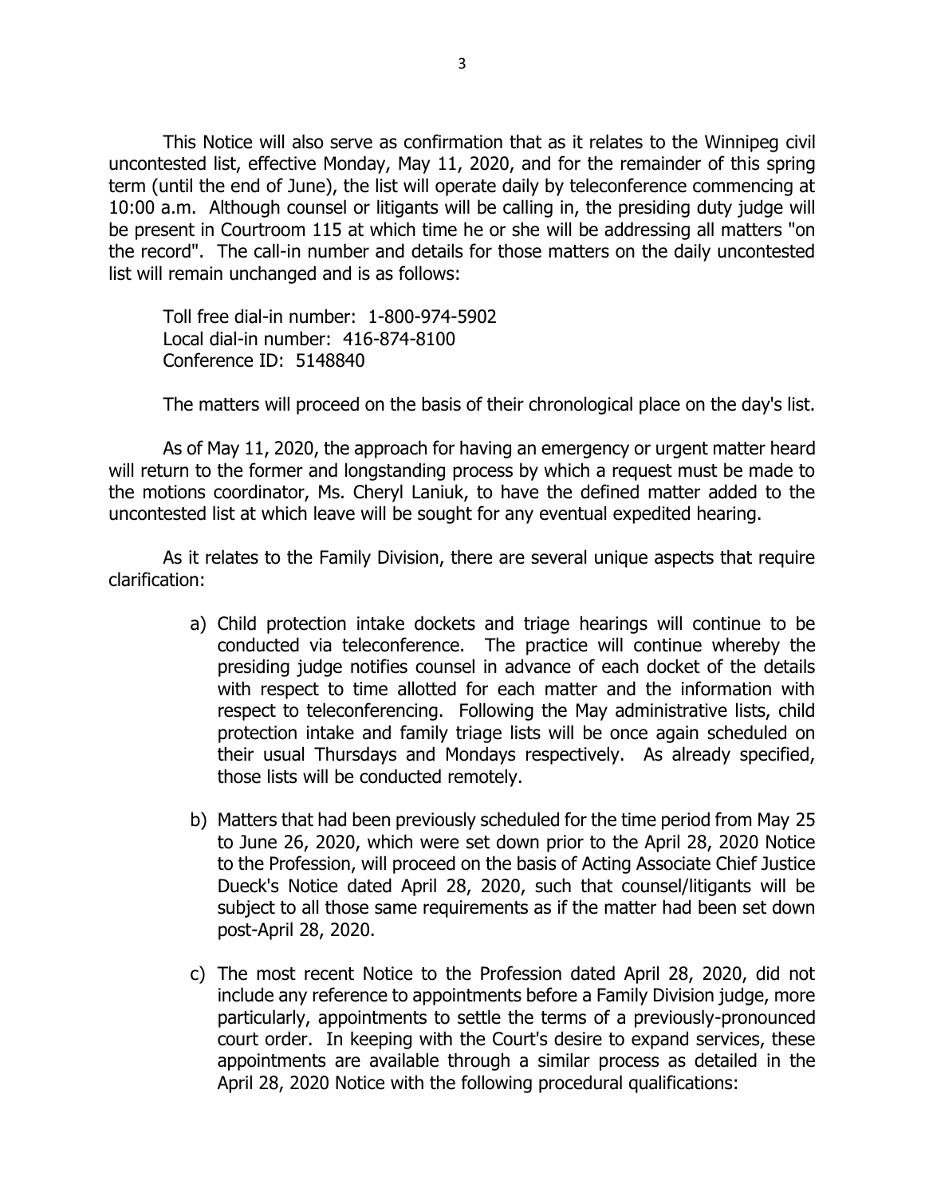This Notice will also serve as confirmation that as it relates to the Winnipeg civil uncontested list, effective Monday, May 11, 2020, and for the remainder of this spring term (until the end of June), the list will operate daily by teleconference commencing at 10:00 a.m. Although counsel or litigants will be calling in, the presiding duty judge will be present in Courtroom 115 at which time he or she will be addressing all matters "on the record". The call-in number and details for those matters on the daily uncontested list will remain unchanged and is as follows:

Toll free dial-in number: 1-800-974-5902
Local dial-in number: 416-874-8100
Conference ID: 5148840

The matters will proceed on the basis of their chronological place on the day's list.

As of May 11, 2020, the approach for having an emergency or urgent matter heard will return to the former and longstanding process by which a request must be made to the motions coordinator, Ms. Cheryl Laniuk, to have the defined matter added to the uncontested list at which leave will be sought for any eventual expedited hearing.

As it relates to the Family Division, there are several unique aspects that require clarification:

a) Child protection intake dockets and triage hearings will continue to be conducted via teleconference. The practice will continue whereby the presiding judge notifies counsel in advance of each docket of the details with respect to time allotted for each matter and the information with respect to teleconferencing. Following the May administrative lists, child protection intake and family triage lists will be once again scheduled on their usual Thursdays and Mondays respectively. As already specified, those lists will be conducted remotely.

b) Matters that had been previously scheduled for the time period from May 25 to June 26, 2020, which were set down prior to the April 28, 2020 Notice to the Profession, will proceed on the basis of Acting Associate Chief Justice Dueck's Notice dated April 28, 2020, such that counsel/litigants will be subject to all those same requirements as if the matter had been set down post-April 28, 2020.

c) The most recent Notice to the Profession dated April 28, 2020, did not include any reference to appointments before a Family Division judge, more particularly, appointments to settle the terms of a previously-pronounced court order. In keeping with the Court's desire to expand services, these appointments are available through a similar process as detailed in the April 28, 2020 Notice with the following procedural qualifications: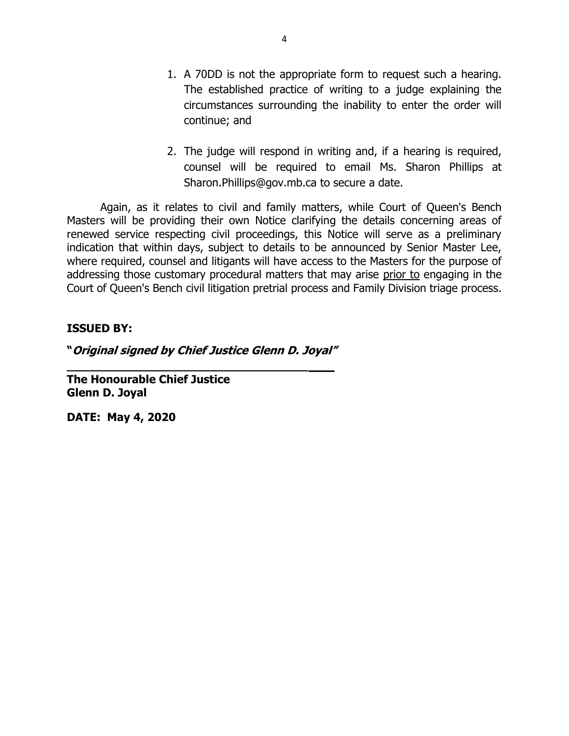1. A 70DD is not the appropriate form to request such a hearing. The established practice of writing to a judge explaining the circumstances surrounding the inability to enter the order will continue; and

2. The judge will respond in writing and, if a hearing is required, counsel will be required to email Ms. Sharon Phillips at Sharon.Phillips@gov.mb.ca to secure a date.

Again, as it relates to civil and family matters, while Court of Queen's Bench Masters will be providing their own Notice clarifying the details concerning areas of renewed service respecting civil proceedings, this Notice will serve as a preliminary indication that within days, subject to details to be announced by Senior Master Lee, where required, counsel and litigants will have access to the Masters for the purpose of addressing those customary procedural matters that may arise prior to engaging in the Court of Queen's Bench civil litigation pretrial process and Family Division triage process.

**ISSUED BY:**

**"*Original signed by Chief Justice Glenn D. Joyal*"**

**The Honourable Chief Justice**
**Glenn D. Joyal**

**DATE: May 4, 2020**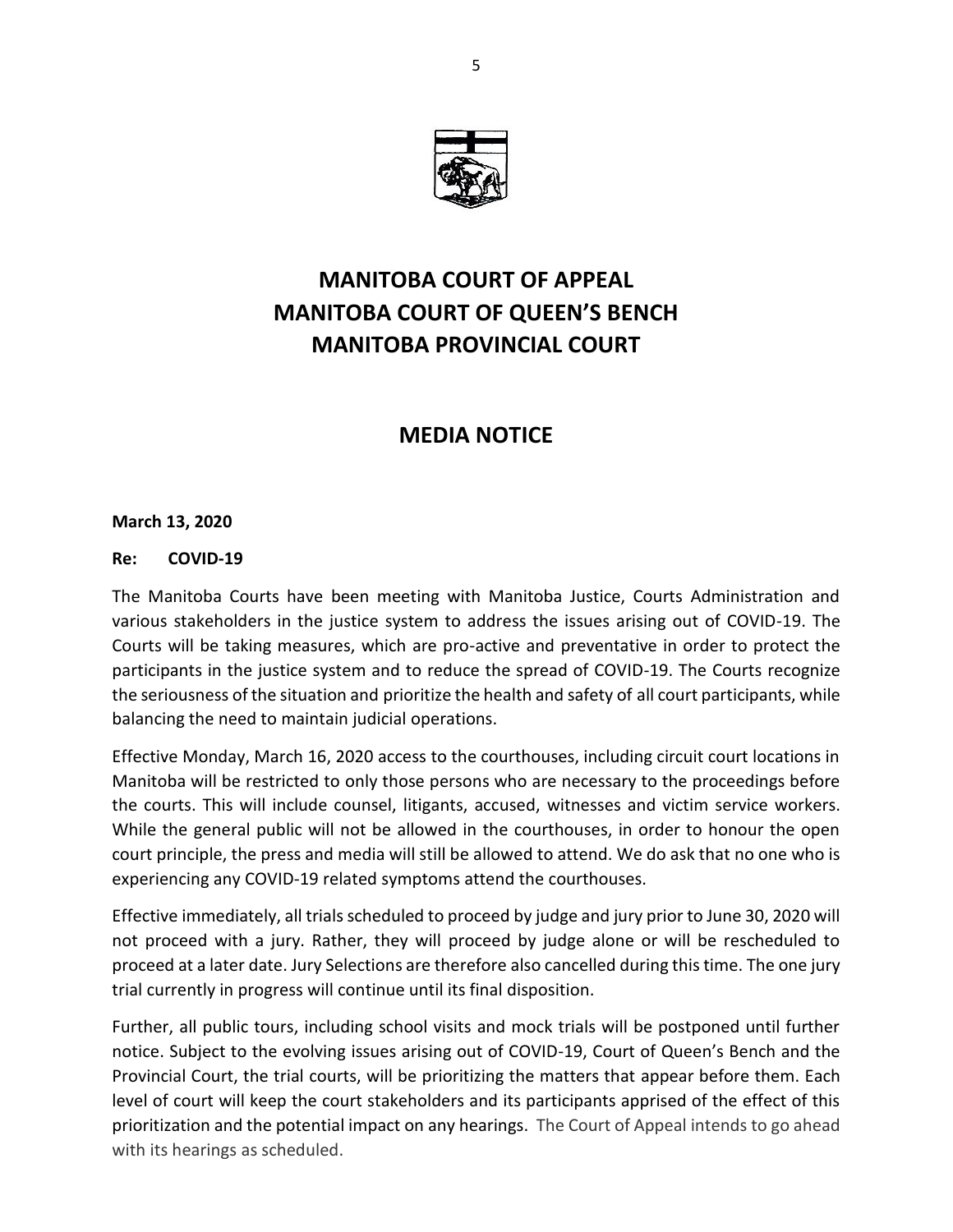# MANITOBA COURT OF APPEAL
# MANITOBA COURT OF QUEEN'S BENCH
# MANITOBA PROVINCIAL COURT

## MEDIA NOTICE

**March 13, 2020**

**Re: COVID-19**

The Manitoba Courts have been meeting with Manitoba Justice, Courts Administration and various stakeholders in the justice system to address the issues arising out of COVID-19. The Courts will be taking measures, which are pro-active and preventative in order to protect the participants in the justice system and to reduce the spread of COVID-19. The Courts recognize the seriousness of the situation and prioritize the health and safety of all court participants, while balancing the need to maintain judicial operations.

Effective Monday, March 16, 2020 access to the courthouses, including circuit court locations in Manitoba will be restricted to only those persons who are necessary to the proceedings before the courts. This will include counsel, litigants, accused, witnesses and victim service workers. While the general public will not be allowed in the courthouses, in order to honour the open court principle, the press and media will still be allowed to attend. We do ask that no one who is experiencing any COVID-19 related symptoms attend the courthouses.

Effective immediately, all trials scheduled to proceed by judge and jury prior to June 30, 2020 will not proceed with a jury. Rather, they will proceed by judge alone or will be rescheduled to proceed at a later date. Jury Selections are therefore also cancelled during this time. The one jury trial currently in progress will continue until its final disposition.

Further, all public tours, including school visits and mock trials will be postponed until further notice. Subject to the evolving issues arising out of COVID-19, Court of Queen's Bench and the Provincial Court, the trial courts, will be prioritizing the matters that appear before them. Each level of court will keep the court stakeholders and its participants apprised of the effect of this prioritization and the potential impact on any hearings. The Court of Appeal intends to go ahead with its hearings as scheduled.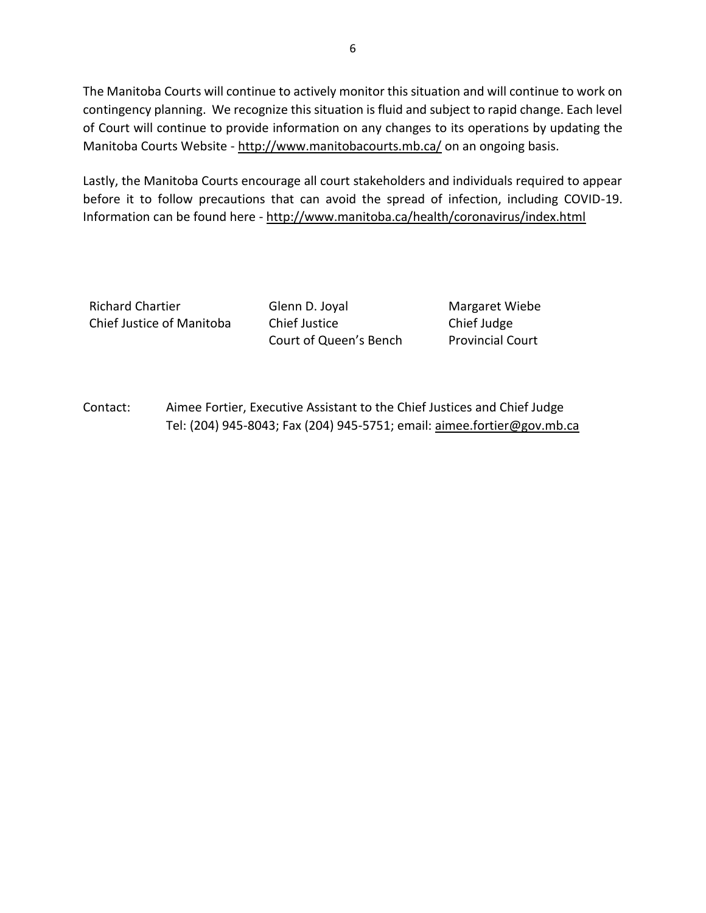The Manitoba Courts will continue to actively monitor this situation and will continue to work on contingency planning. We recognize this situation is fluid and subject to rapid change. Each level of Court will continue to provide information on any changes to its operations by updating the Manitoba Courts Website - http://www.manitobacourts.mb.ca/ on an ongoing basis.

Lastly, the Manitoba Courts encourage all court stakeholders and individuals required to appear before it to follow precautions that can avoid the spread of infection, including COVID-19. Information can be found here - http://www.manitoba.ca/health/coronavirus/index.html

| | | |
|---|---|---|
| Richard Chartier | Glenn D. Joyal | Margaret Wiebe |
| Chief Justice of Manitoba | Chief Justice | Chief Judge |
| | Court of Queen's Bench | Provincial Court |

Contact: Aimee Fortier, Executive Assistant to the Chief Justices and Chief Judge
Tel: (204) 945-8043; Fax (204) 945-5751; email: aimee.fortier@gov.mb.ca